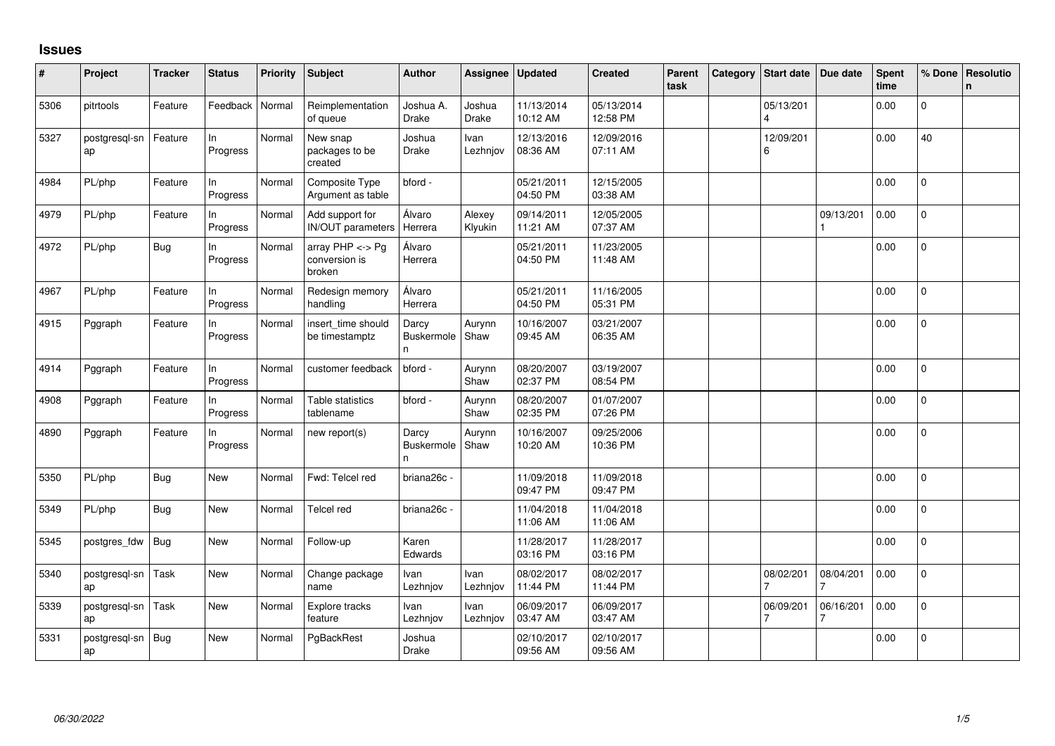# Issues

| # | Project | Tracker | Status | Priority | Subject | Author | Assignee | Updated | Created | Parent task | Category | Start date | Due date | Spent time | % Done | Resolution |
|---|---|---|---|---|---|---|---|---|---|---|---|---|---|---|---|---|
| 5306 | pitrtools | Feature | Feedback | Normal | Reimplementation of queue | Joshua A. Drake | Joshua Drake | 11/13/2014 10:12 AM | 05/13/2014 12:58 PM | | | 05/13/2014 | | 0.00 | 0 | |
| 5327 | postgresql-snap | Feature | In Progress | Normal | New snap packages to be created | Joshua Drake | Ivan Lezhnjov | 12/13/2016 08:36 AM | 12/09/2016 07:11 AM | | | 12/09/2016 | | 0.00 | 40 | |
| 4984 | PL/php | Feature | In Progress | Normal | Composite Type Argument as table | bford - | | 05/21/2011 04:50 PM | 12/15/2005 03:38 AM | | | | | 0.00 | 0 | |
| 4979 | PL/php | Feature | In Progress | Normal | Add support for IN/OUT parameters | Álvaro Herrera | Alexey Klyukin | 09/14/2011 11:21 AM | 12/05/2005 07:37 AM | | | | 09/13/2011 | 0.00 | 0 | |
| 4972 | PL/php | Bug | In Progress | Normal | array PHP <-> Pg conversion is broken | Álvaro Herrera | | 05/21/2011 04:50 PM | 11/23/2005 11:48 AM | | | | | 0.00 | 0 | |
| 4967 | PL/php | Feature | In Progress | Normal | Redesign memory handling | Álvaro Herrera | | 05/21/2011 04:50 PM | 11/16/2005 05:31 PM | | | | | 0.00 | 0 | |
| 4915 | Pggraph | Feature | In Progress | Normal | insert_time should be timestamptz | Darcy Buskermolen | Aurynn Shaw | 10/16/2007 09:45 AM | 03/21/2007 06:35 AM | | | | | 0.00 | 0 | |
| 4914 | Pggraph | Feature | In Progress | Normal | customer feedback | bford - | Aurynn Shaw | 08/20/2007 02:37 PM | 03/19/2007 08:54 PM | | | | | 0.00 | 0 | |
| 4908 | Pggraph | Feature | In Progress | Normal | Table statistics tablename | bford - | Aurynn Shaw | 08/20/2007 02:35 PM | 01/07/2007 07:26 PM | | | | | 0.00 | 0 | |
| 4890 | Pggraph | Feature | In Progress | Normal | new report(s) | Darcy Buskermolen | Aurynn Shaw | 10/16/2007 10:20 AM | 09/25/2006 10:36 PM | | | | | 0.00 | 0 | |
| 5350 | PL/php | Bug | New | Normal | Fwd: Telcel red | briana26c - | | 11/09/2018 09:47 PM | 11/09/2018 09:47 PM | | | | | 0.00 | 0 | |
| 5349 | PL/php | Bug | New | Normal | Telcel red | briana26c - | | 11/04/2018 11:06 AM | 11/04/2018 11:06 AM | | | | | 0.00 | 0 | |
| 5345 | postgres_fdw | Bug | New | Normal | Follow-up | Karen Edwards | | 11/28/2017 03:16 PM | 11/28/2017 03:16 PM | | | | | 0.00 | 0 | |
| 5340 | postgresql-snap | Task | New | Normal | Change package name | Ivan Lezhnjov | Ivan Lezhnjov | 08/02/2017 11:44 PM | 08/02/2017 11:44 PM | | | 08/02/2017 | 08/04/2017 | 0.00 | 0 | |
| 5339 | postgresql-snap | Task | New | Normal | Explore tracks feature | Ivan Lezhnjov | Ivan Lezhnjov | 06/09/2017 03:47 AM | 06/09/2017 03:47 AM | | | 06/09/2017 | 06/16/2017 | 0.00 | 0 | |
| 5331 | postgresql-snap | Bug | New | Normal | PgBackRest | Joshua Drake | | 02/10/2017 09:56 AM | 02/10/2017 09:56 AM | | | | | 0.00 | 0 | |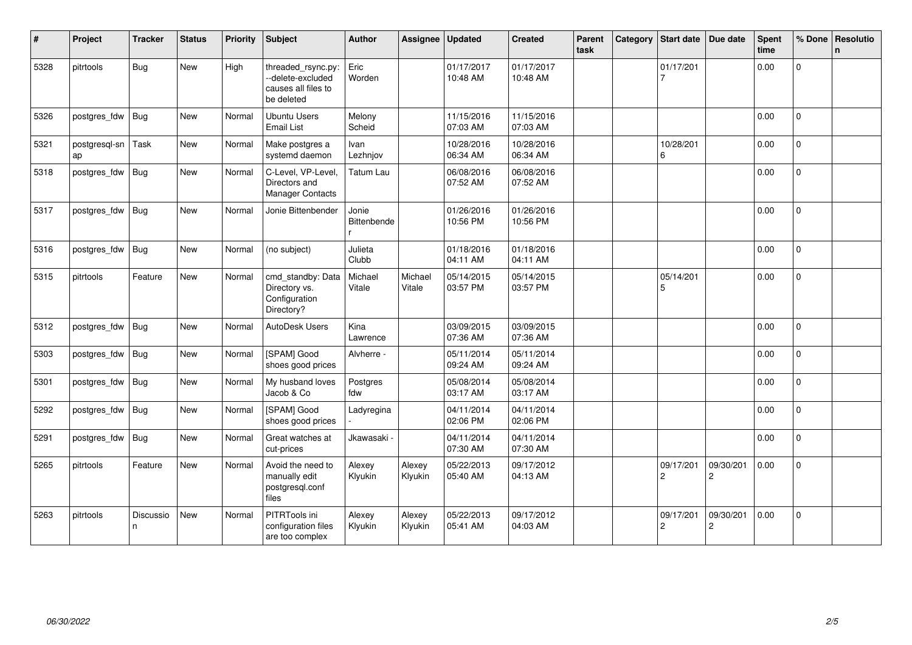| # | Project | Tracker | Status | Priority | Subject | Author | Assignee | Updated | Created | Parent task | Category | Start date | Due date | Spent time | % Done | Resolution |
|---|---|---|---|---|---|---|---|---|---|---|---|---|---|---|---|---|
| 5328 | pitrtools | Bug | New | High | threaded_rsync.py: --delete-excluded causes all files to be deleted | Eric Worden | | 01/17/2017 10:48 AM | 01/17/2017 10:48 AM | | | 01/17/2017 | | 0.00 | 0 | |
| 5326 | postgres_fdw | Bug | New | Normal | Ubuntu Users Email List | Melony Scheid | | 11/15/2016 07:03 AM | 11/15/2016 07:03 AM | | | | | 0.00 | 0 | |
| 5321 | postgresql-snap | Task | New | Normal | Make postgres a systemd daemon | Ivan Lezhnjov | | 10/28/2016 06:34 AM | 10/28/2016 06:34 AM | | | 10/28/2016 | | 0.00 | 0 | |
| 5318 | postgres_fdw | Bug | New | Normal | C-Level, VP-Level, Directors and Manager Contacts | Tatum Lau | | 06/08/2016 07:52 AM | 06/08/2016 07:52 AM | | | | | 0.00 | 0 | |
| 5317 | postgres_fdw | Bug | New | Normal | Jonie Bittenbender | Jonie Bittenbender | | 01/26/2016 10:56 PM | 01/26/2016 10:56 PM | | | | | 0.00 | 0 | |
| 5316 | postgres_fdw | Bug | New | Normal | (no subject) | Julieta Clubb | | 01/18/2016 04:11 AM | 01/18/2016 04:11 AM | | | | | 0.00 | 0 | |
| 5315 | pitrtools | Feature | New | Normal | cmd_standby: Data Directory vs. Configuration Directory? | Michael Vitale | Michael Vitale | 05/14/2015 03:57 PM | 05/14/2015 03:57 PM | | | 05/14/2015 | | 0.00 | 0 | |
| 5312 | postgres_fdw | Bug | New | Normal | AutoDesk Users | Kina Lawrence | | 03/09/2015 07:36 AM | 03/09/2015 07:36 AM | | | | | 0.00 | 0 | |
| 5303 | postgres_fdw | Bug | New | Normal | [SPAM] Good shoes good prices | Alvherre - | | 05/11/2014 09:24 AM | 05/11/2014 09:24 AM | | | | | 0.00 | 0 | |
| 5301 | postgres_fdw | Bug | New | Normal | My husband loves Jacob & Co | Postgres fdw | | 05/08/2014 03:17 AM | 05/08/2014 03:17 AM | | | | | 0.00 | 0 | |
| 5292 | postgres_fdw | Bug | New | Normal | [SPAM] Good shoes good prices | Ladyregina - | | 04/11/2014 02:06 PM | 04/11/2014 02:06 PM | | | | | 0.00 | 0 | |
| 5291 | postgres_fdw | Bug | New | Normal | Great watches at cut-prices | Jkawasaki - | | 04/11/2014 07:30 AM | 04/11/2014 07:30 AM | | | | | 0.00 | 0 | |
| 5265 | pitrtools | Feature | New | Normal | Avoid the need to manually edit postgresql.conf files | Alexey Klyukin | Alexey Klyukin | 05/22/2013 05:40 AM | 09/17/2012 04:13 AM | | | 09/17/2012 | 09/30/2012 | 0.00 | 0 | |
| 5263 | pitrtools | Discussion | New | Normal | PITRTools ini configuration files are too complex | Alexey Klyukin | Alexey Klyukin | 05/22/2013 05:41 AM | 09/17/2012 04:03 AM | | | 09/17/2012 | 09/30/2012 | 0.00 | 0 | |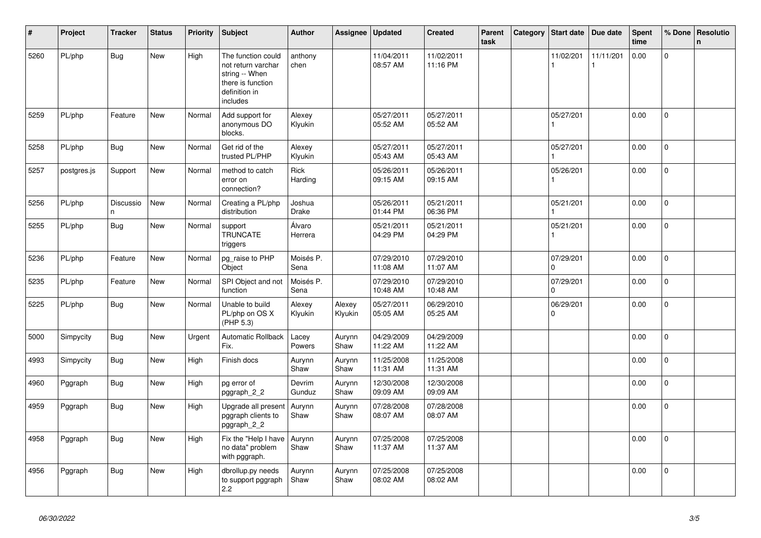| # | Project | Tracker | Status | Priority | Subject | Author | Assignee | Updated | Created | Parent task | Category | Start date | Due date | Spent time | % Done | Resolution |
|---|---|---|---|---|---|---|---|---|---|---|---|---|---|---|---|---|
| 5260 | PL/php | Bug | New | High | The function could not return varchar string -- When there is function definition in includes | anthony chen | | 11/04/2011 08:57 AM | 11/02/2011 11:16 PM | | | 11/02/2011 | 11/11/2011 | 0.00 | 0 | |
| 5259 | PL/php | Feature | New | Normal | Add support for anonymous DO blocks. | Alexey Klyukin | | 05/27/2011 05:52 AM | 05/27/2011 05:52 AM | | | 05/27/2011 | | 0.00 | 0 | |
| 5258 | PL/php | Bug | New | Normal | Get rid of the trusted PL/PHP | Alexey Klyukin | | 05/27/2011 05:43 AM | 05/27/2011 05:43 AM | | | 05/27/2011 | | 0.00 | 0 | |
| 5257 | postgres.js | Support | New | Normal | method to catch error on connection? | Rick Harding | | 05/26/2011 09:15 AM | 05/26/2011 09:15 AM | | | 05/26/2011 | | 0.00 | 0 | |
| 5256 | PL/php | Discussion | New | Normal | Creating a PL/php distribution | Joshua Drake | | 05/26/2011 01:44 PM | 05/21/2011 06:36 PM | | | 05/21/2011 | | 0.00 | 0 | |
| 5255 | PL/php | Bug | New | Normal | support TRUNCATE triggers | Álvaro Herrera | | 05/21/2011 04:29 PM | 05/21/2011 04:29 PM | | | 05/21/2011 | | 0.00 | 0 | |
| 5236 | PL/php | Feature | New | Normal | pg_raise to PHP Object | Moisés P. Sena | | 07/29/2010 11:08 AM | 07/29/2010 11:07 AM | | | 07/29/2010 | | 0.00 | 0 | |
| 5235 | PL/php | Feature | New | Normal | SPI Object and not function | Moisés P. Sena | | 07/29/2010 10:48 AM | 07/29/2010 10:48 AM | | | 07/29/2010 | | 0.00 | 0 | |
| 5225 | PL/php | Bug | New | Normal | Unable to build PL/php on OS X (PHP 5.3) | Alexey Klyukin | Alexey Klyukin | 05/27/2011 05:05 AM | 06/29/2010 05:25 AM | | | 06/29/2010 | | 0.00 | 0 | |
| 5000 | Simpycity | Bug | New | Urgent | Automatic Rollback Fix. | Lacey Powers | Aurynn Shaw | 04/29/2009 11:22 AM | 04/29/2009 11:22 AM | | | | | 0.00 | 0 | |
| 4993 | Simpycity | Bug | New | High | Finish docs | Aurynn Shaw | Aurynn Shaw | 11/25/2008 11:31 AM | 11/25/2008 11:31 AM | | | | | 0.00 | 0 | |
| 4960 | Pggraph | Bug | New | High | pg error of pggraph_2_2 | Devrim Gunduz | Aurynn Shaw | 12/30/2008 09:09 AM | 12/30/2008 09:09 AM | | | | | 0.00 | 0 | |
| 4959 | Pggraph | Bug | New | High | Upgrade all present pggraph clients to pggraph_2_2 | Aurynn Shaw | Aurynn Shaw | 07/28/2008 08:07 AM | 07/28/2008 08:07 AM | | | | | 0.00 | 0 | |
| 4958 | Pggraph | Bug | New | High | Fix the "Help I have no data" problem with pggraph. | Aurynn Shaw | Aurynn Shaw | 07/25/2008 11:37 AM | 07/25/2008 11:37 AM | | | | | 0.00 | 0 | |
| 4956 | Pggraph | Bug | New | High | dbrollup.py needs to support pggraph 2.2 | Aurynn Shaw | Aurynn Shaw | 07/25/2008 08:02 AM | 07/25/2008 08:02 AM | | | | | 0.00 | 0 | |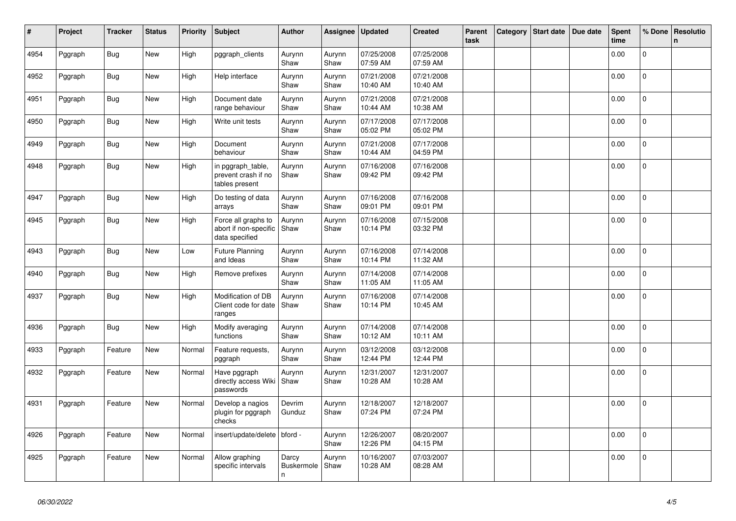| # | Project | Tracker | Status | Priority | Subject | Author | Assignee | Updated | Created | Parent task | Category | Start date | Due date | Spent time | % Done | Resolution |
|---|---|---|---|---|---|---|---|---|---|---|---|---|---|---|---|---|
| 4954 | Pggraph | Bug | New | High | pggraph_clients | Aurynn Shaw | Aurynn Shaw | 07/25/2008 07:59 AM | 07/25/2008 07:59 AM | | | | | 0.00 | 0 | |
| 4952 | Pggraph | Bug | New | High | Help interface | Aurynn Shaw | Aurynn Shaw | 07/21/2008 10:40 AM | 07/21/2008 10:40 AM | | | | | 0.00 | 0 | |
| 4951 | Pggraph | Bug | New | High | Document date range behaviour | Aurynn Shaw | Aurynn Shaw | 07/21/2008 10:44 AM | 07/21/2008 10:38 AM | | | | | 0.00 | 0 | |
| 4950 | Pggraph | Bug | New | High | Write unit tests | Aurynn Shaw | Aurynn Shaw | 07/17/2008 05:02 PM | 07/17/2008 05:02 PM | | | | | 0.00 | 0 | |
| 4949 | Pggraph | Bug | New | High | Document behaviour | Aurynn Shaw | Aurynn Shaw | 07/21/2008 10:44 AM | 07/17/2008 04:59 PM | | | | | 0.00 | 0 | |
| 4948 | Pggraph | Bug | New | High | in pggraph_table, prevent crash if no tables present | Aurynn Shaw | Aurynn Shaw | 07/16/2008 09:42 PM | 07/16/2008 09:42 PM | | | | | 0.00 | 0 | |
| 4947 | Pggraph | Bug | New | High | Do testing of data arrays | Aurynn Shaw | Aurynn Shaw | 07/16/2008 09:01 PM | 07/16/2008 09:01 PM | | | | | 0.00 | 0 | |
| 4945 | Pggraph | Bug | New | High | Force all graphs to abort if non-specific data specified | Aurynn Shaw | Aurynn Shaw | 07/16/2008 10:14 PM | 07/15/2008 03:32 PM | | | | | 0.00 | 0 | |
| 4943 | Pggraph | Bug | New | Low | Future Planning and Ideas | Aurynn Shaw | Aurynn Shaw | 07/16/2008 10:14 PM | 07/14/2008 11:32 AM | | | | | 0.00 | 0 | |
| 4940 | Pggraph | Bug | New | High | Remove prefixes | Aurynn Shaw | Aurynn Shaw | 07/14/2008 11:05 AM | 07/14/2008 11:05 AM | | | | | 0.00 | 0 | |
| 4937 | Pggraph | Bug | New | High | Modification of DB Client code for date ranges | Aurynn Shaw | Aurynn Shaw | 07/16/2008 10:14 PM | 07/14/2008 10:45 AM | | | | | 0.00 | 0 | |
| 4936 | Pggraph | Bug | New | High | Modify averaging functions | Aurynn Shaw | Aurynn Shaw | 07/14/2008 10:12 AM | 07/14/2008 10:11 AM | | | | | 0.00 | 0 | |
| 4933 | Pggraph | Feature | New | Normal | Feature requests, pggraph | Aurynn Shaw | Aurynn Shaw | 03/12/2008 12:44 PM | 03/12/2008 12:44 PM | | | | | 0.00 | 0 | |
| 4932 | Pggraph | Feature | New | Normal | Have pggraph directly access Wiki passwords | Aurynn Shaw | Aurynn Shaw | 12/31/2007 10:28 AM | 12/31/2007 10:28 AM | | | | | 0.00 | 0 | |
| 4931 | Pggraph | Feature | New | Normal | Develop a nagios plugin for pggraph checks | Devrim Gunduz | Aurynn Shaw | 12/18/2007 07:24 PM | 12/18/2007 07:24 PM | | | | | 0.00 | 0 | |
| 4926 | Pggraph | Feature | New | Normal | insert/update/delete | bford - | Aurynn Shaw | 12/26/2007 12:26 PM | 08/20/2007 04:15 PM | | | | | 0.00 | 0 | |
| 4925 | Pggraph | Feature | New | Normal | Allow graphing specific intervals | Darcy Buskermolen | Aurynn Shaw | 10/16/2007 10:28 AM | 07/03/2007 08:28 AM | | | | | 0.00 | 0 | |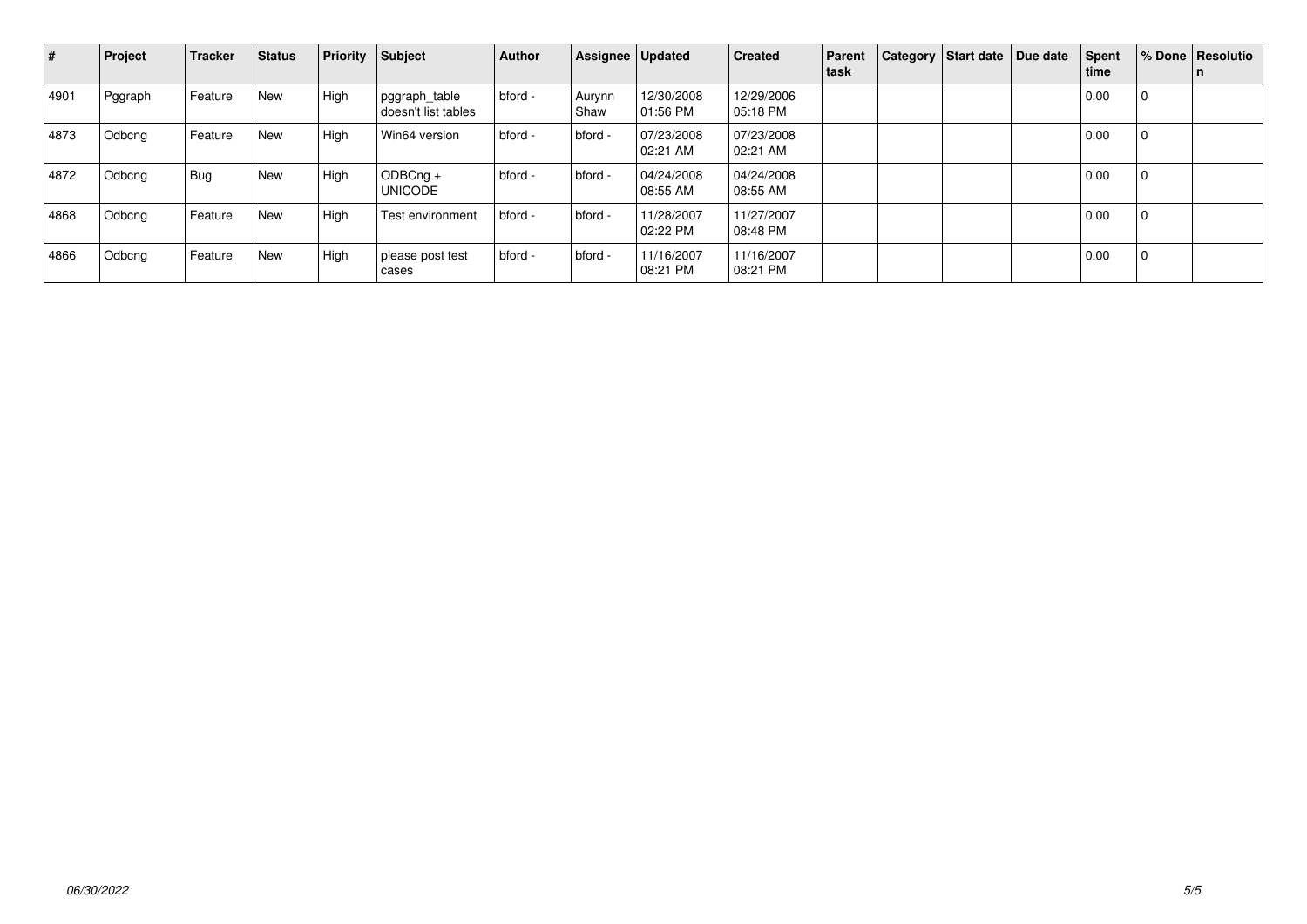| # | Project | Tracker | Status | Priority | Subject | Author | Assignee | Updated | Created | Parent task | Category | Start date | Due date | Spent time | % Done | Resolution |
|---|---|---|---|---|---|---|---|---|---|---|---|---|---|---|---|---|
| 4901 | Pggraph | Feature | New | High | pggraph_table doesn't list tables | bford - | Aurynn Shaw | 12/30/2008 01:56 PM | 12/29/2006 05:18 PM | | | | | 0.00 | 0 | |
| 4873 | Odbcng | Feature | New | High | Win64 version | bford - | bford - | 07/23/2008 02:21 AM | 07/23/2008 02:21 AM | | | | | 0.00 | 0 | |
| 4872 | Odbcng | Bug | New | High | ODBCng + UNICODE | bford - | bford - | 04/24/2008 08:55 AM | 04/24/2008 08:55 AM | | | | | 0.00 | 0 | |
| 4868 | Odbcng | Feature | New | High | Test environment | bford - | bford - | 11/28/2007 02:22 PM | 11/27/2007 08:48 PM | | | | | 0.00 | 0 | |
| 4866 | Odbcng | Feature | New | High | please post test cases | bford - | bford - | 11/16/2007 08:21 PM | 11/16/2007 08:21 PM | | | | | 0.00 | 0 | |

*06/30/2022*